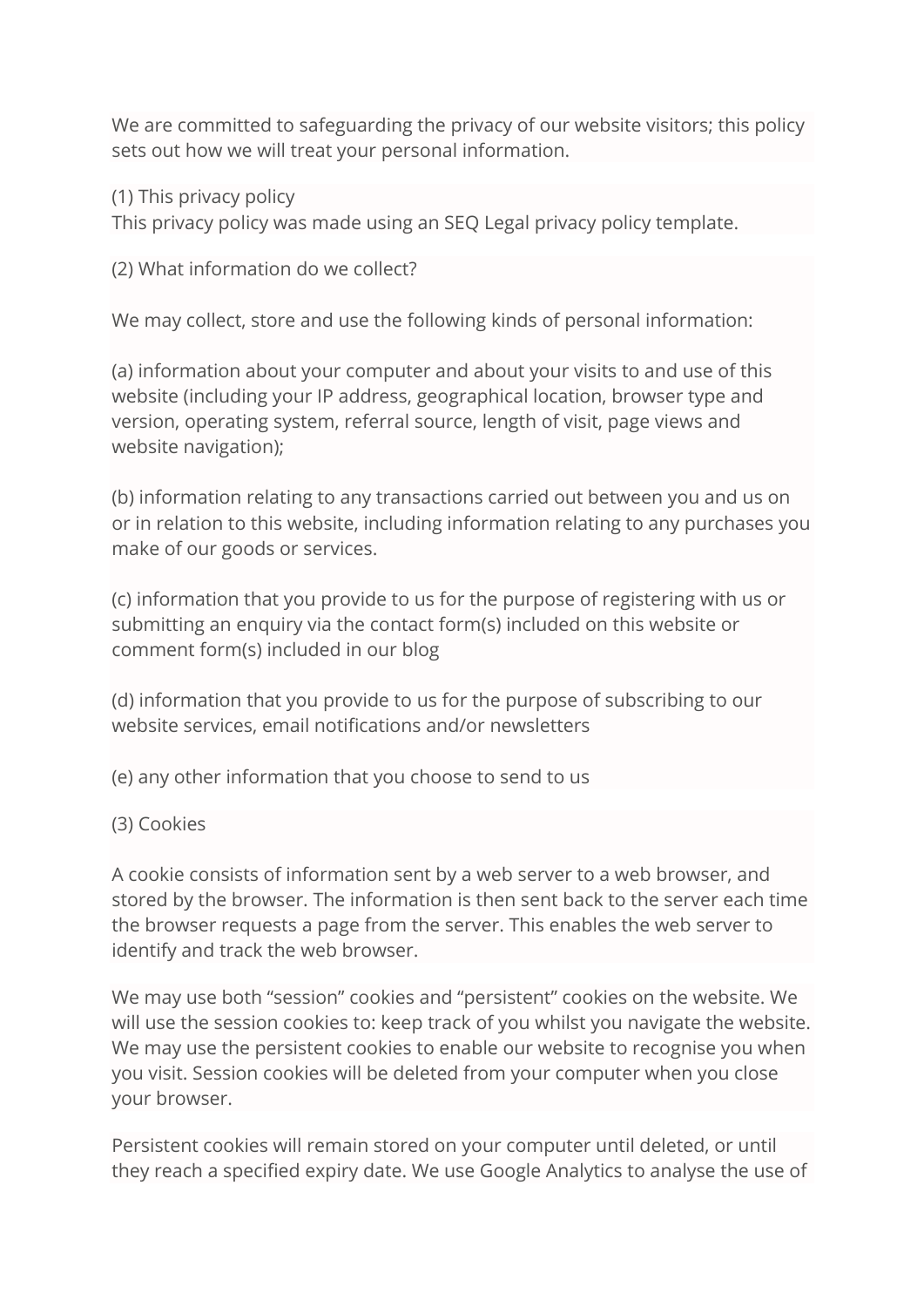We are committed to safeguarding the privacy of our website visitors; this policy sets out how we will treat your personal information.

(1) This privacy policy
This privacy policy was made using an SEQ Legal privacy policy template.

(2) What information do we collect?

We may collect, store and use the following kinds of personal information:

(a) information about your computer and about your visits to and use of this website (including your IP address, geographical location, browser type and version, operating system, referral source, length of visit, page views and website navigation);

(b) information relating to any transactions carried out between you and us on or in relation to this website, including information relating to any purchases you make of our goods or services.

(c) information that you provide to us for the purpose of registering with us or submitting an enquiry via the contact form(s) included on this website or comment form(s) included in our blog

(d) information that you provide to us for the purpose of subscribing to our website services, email notifications and/or newsletters

(e) any other information that you choose to send to us

(3) Cookies

A cookie consists of information sent by a web server to a web browser, and stored by the browser. The information is then sent back to the server each time the browser requests a page from the server. This enables the web server to identify and track the web browser.

We may use both “session” cookies and “persistent” cookies on the website. We will use the session cookies to: keep track of you whilst you navigate the website. We may use the persistent cookies to enable our website to recognise you when you visit. Session cookies will be deleted from your computer when you close your browser.

Persistent cookies will remain stored on your computer until deleted, or until they reach a specified expiry date. We use Google Analytics to analyse the use of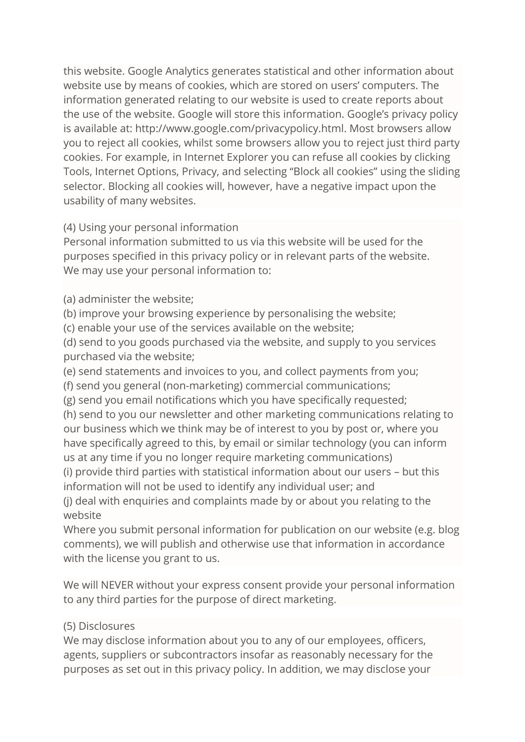this website. Google Analytics generates statistical and other information about website use by means of cookies, which are stored on users' computers. The information generated relating to our website is used to create reports about the use of the website. Google will store this information. Google's privacy policy is available at: http://www.google.com/privacypolicy.html. Most browsers allow you to reject all cookies, whilst some browsers allow you to reject just third party cookies. For example, in Internet Explorer you can refuse all cookies by clicking Tools, Internet Options, Privacy, and selecting "Block all cookies" using the sliding selector. Blocking all cookies will, however, have a negative impact upon the usability of many websites.

(4) Using your personal information
Personal information submitted to us via this website will be used for the purposes specified in this privacy policy or in relevant parts of the website. We may use your personal information to:

(a) administer the website;
(b) improve your browsing experience by personalising the website;
(c) enable your use of the services available on the website;
(d) send to you goods purchased via the website, and supply to you services purchased via the website;
(e) send statements and invoices to you, and collect payments from you;
(f) send you general (non-marketing) commercial communications;
(g) send you email notifications which you have specifically requested;
(h) send to you our newsletter and other marketing communications relating to our business which we think may be of interest to you by post or, where you have specifically agreed to this, by email or similar technology (you can inform us at any time if you no longer require marketing communications)
(i) provide third parties with statistical information about our users – but this information will not be used to identify any individual user; and
(j) deal with enquiries and complaints made by or about you relating to the website
Where you submit personal information for publication on our website (e.g. blog comments), we will publish and otherwise use that information in accordance with the license you grant to us.

We will NEVER without your express consent provide your personal information to any third parties for the purpose of direct marketing.

(5) Disclosures
We may disclose information about you to any of our employees, officers, agents, suppliers or subcontractors insofar as reasonably necessary for the purposes as set out in this privacy policy. In addition, we may disclose your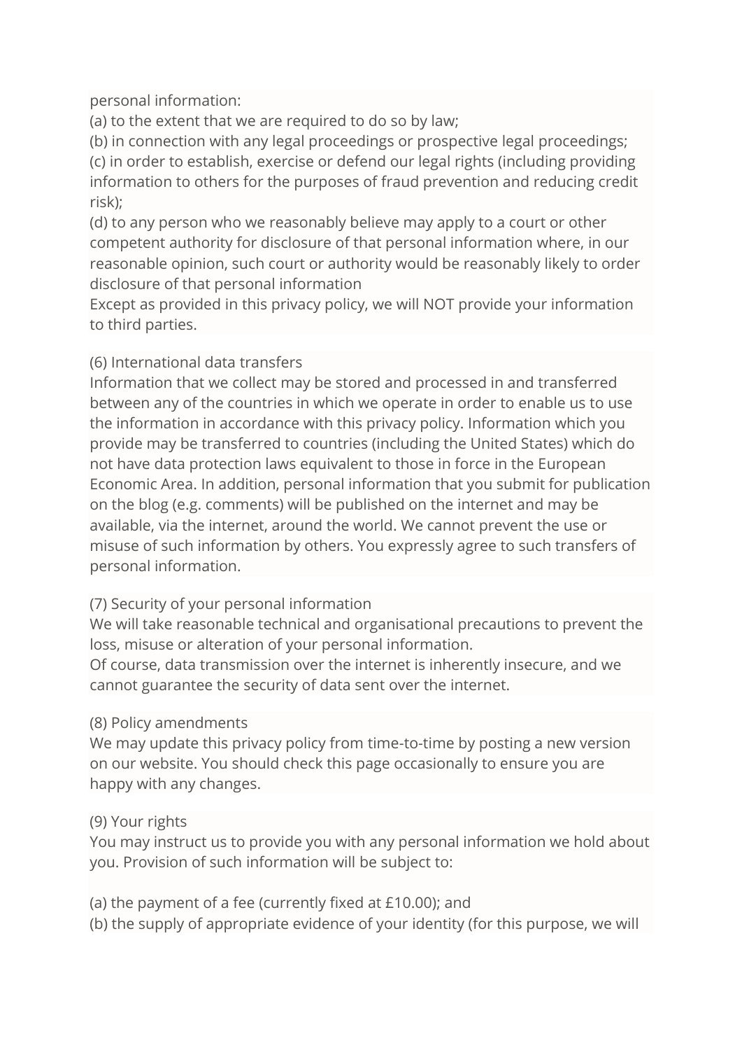personal information:
(a) to the extent that we are required to do so by law;
(b) in connection with any legal proceedings or prospective legal proceedings;
(c) in order to establish, exercise or defend our legal rights (including providing information to others for the purposes of fraud prevention and reducing credit risk);
(d) to any person who we reasonably believe may apply to a court or other competent authority for disclosure of that personal information where, in our reasonable opinion, such court or authority would be reasonably likely to order disclosure of that personal information
Except as provided in this privacy policy, we will NOT provide your information to third parties.

(6) International data transfers
Information that we collect may be stored and processed in and transferred between any of the countries in which we operate in order to enable us to use the information in accordance with this privacy policy. Information which you provide may be transferred to countries (including the United States) which do not have data protection laws equivalent to those in force in the European Economic Area. In addition, personal information that you submit for publication on the blog (e.g. comments) will be published on the internet and may be available, via the internet, around the world. We cannot prevent the use or misuse of such information by others. You expressly agree to such transfers of personal information.

(7) Security of your personal information
We will take reasonable technical and organisational precautions to prevent the loss, misuse or alteration of your personal information.
Of course, data transmission over the internet is inherently insecure, and we cannot guarantee the security of data sent over the internet.

(8) Policy amendments
We may update this privacy policy from time-to-time by posting a new version on our website. You should check this page occasionally to ensure you are happy with any changes.

(9) Your rights
You may instruct us to provide you with any personal information we hold about you. Provision of such information will be subject to:

(a) the payment of a fee (currently fixed at £10.00); and
(b) the supply of appropriate evidence of your identity (for this purpose, we will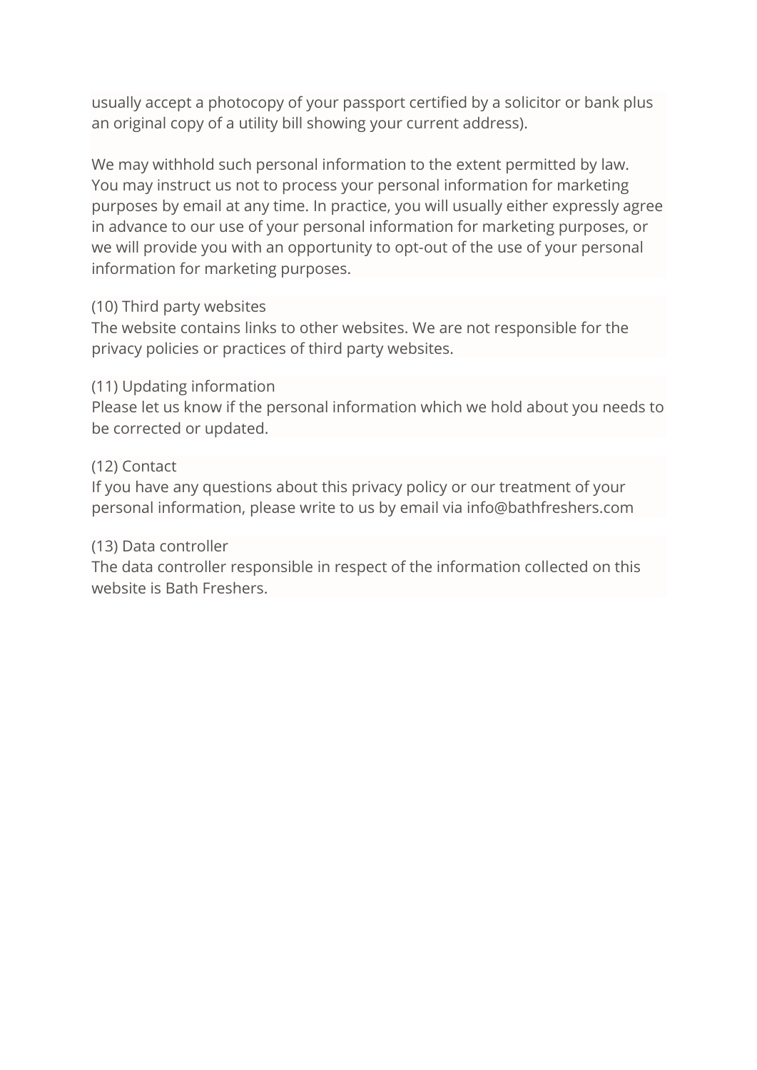usually accept a photocopy of your passport certified by a solicitor or bank plus an original copy of a utility bill showing your current address).

We may withhold such personal information to the extent permitted by law. You may instruct us not to process your personal information for marketing purposes by email at any time. In practice, you will usually either expressly agree in advance to our use of your personal information for marketing purposes, or we will provide you with an opportunity to opt-out of the use of your personal information for marketing purposes.

(10) Third party websites
The website contains links to other websites. We are not responsible for the privacy policies or practices of third party websites.

(11) Updating information
Please let us know if the personal information which we hold about you needs to be corrected or updated.

(12) Contact
If you have any questions about this privacy policy or our treatment of your personal information, please write to us by email via info@bathfreshers.com

(13) Data controller
The data controller responsible in respect of the information collected on this website is Bath Freshers.